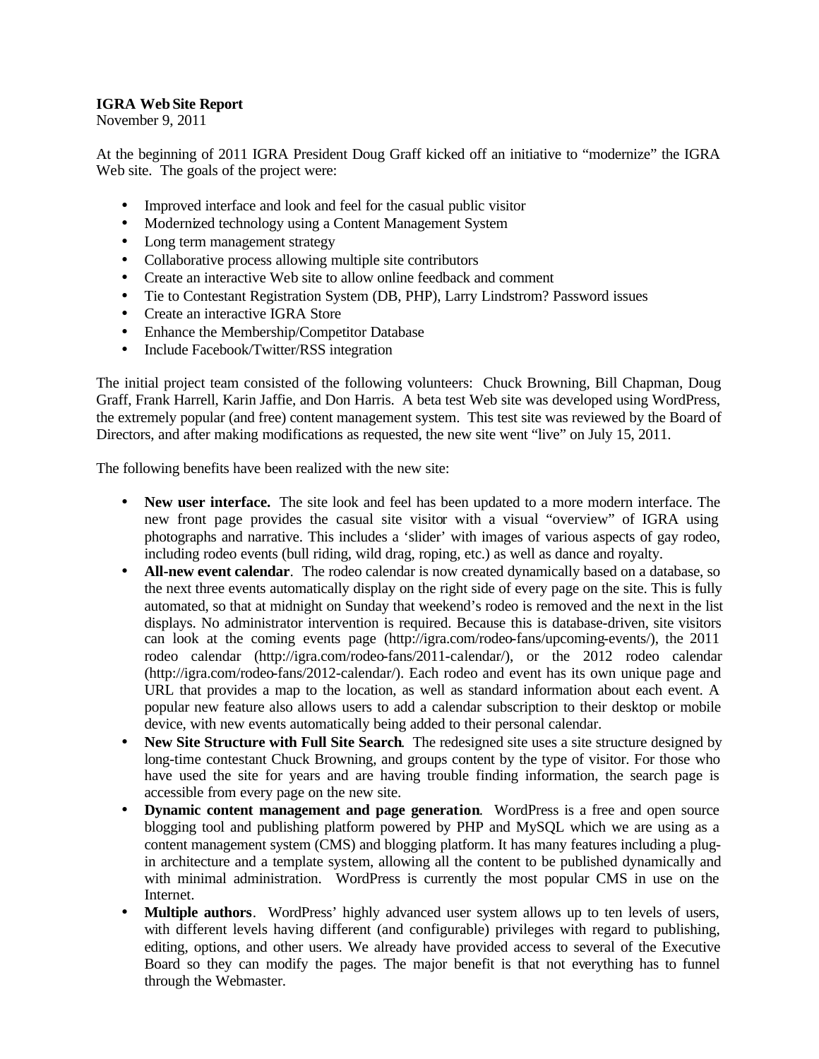**IGRA Web Site Report**
November 9, 2011

At the beginning of 2011 IGRA President Doug Graff kicked off an initiative to "modernize" the IGRA Web site. The goals of the project were:

- Improved interface and look and feel for the casual public visitor
- Modernized technology using a Content Management System
- Long term management strategy
- Collaborative process allowing multiple site contributors
- Create an interactive Web site to allow online feedback and comment
- Tie to Contestant Registration System (DB, PHP), Larry Lindstrom? Password issues
- Create an interactive IGRA Store
- Enhance the Membership/Competitor Database
- Include Facebook/Twitter/RSS integration

The initial project team consisted of the following volunteers: Chuck Browning, Bill Chapman, Doug Graff, Frank Harrell, Karin Jaffie, and Don Harris. A beta test Web site was developed using WordPress, the extremely popular (and free) content management system. This test site was reviewed by the Board of Directors, and after making modifications as requested, the new site went "live" on July 15, 2011.

The following benefits have been realized with the new site:

- **New user interface.** The site look and feel has been updated to a more modern interface. The new front page provides the casual site visitor with a visual "overview" of IGRA using photographs and narrative. This includes a 'slider' with images of various aspects of gay rodeo, including rodeo events (bull riding, wild drag, roping, etc.) as well as dance and royalty.
- **All-new event calendar**. The rodeo calendar is now created dynamically based on a database, so the next three events automatically display on the right side of every page on the site. This is fully automated, so that at midnight on Sunday that weekend's rodeo is removed and the next in the list displays. No administrator intervention is required. Because this is database-driven, site visitors can look at the coming events page (http://igra.com/rodeo-fans/upcoming-events/), the 2011 rodeo calendar (http://igra.com/rodeo-fans/2011-calendar/), or the 2012 rodeo calendar (http://igra.com/rodeo-fans/2012-calendar/). Each rodeo and event has its own unique page and URL that provides a map to the location, as well as standard information about each event. A popular new feature also allows users to add a calendar subscription to their desktop or mobile device, with new events automatically being added to their personal calendar.
- **New Site Structure with Full Site Search**. The redesigned site uses a site structure designed by long-time contestant Chuck Browning, and groups content by the type of visitor. For those who have used the site for years and are having trouble finding information, the search page is accessible from every page on the new site.
- **Dynamic content management and page generation**. WordPress is a free and open source blogging tool and publishing platform powered by PHP and MySQL which we are using as a content management system (CMS) and blogging platform. It has many features including a plug-in architecture and a template system, allowing all the content to be published dynamically and with minimal administration. WordPress is currently the most popular CMS in use on the Internet.
- **Multiple authors**. WordPress' highly advanced user system allows up to ten levels of users, with different levels having different (and configurable) privileges with regard to publishing, editing, options, and other users. We already have provided access to several of the Executive Board so they can modify the pages. The major benefit is that not everything has to funnel through the Webmaster.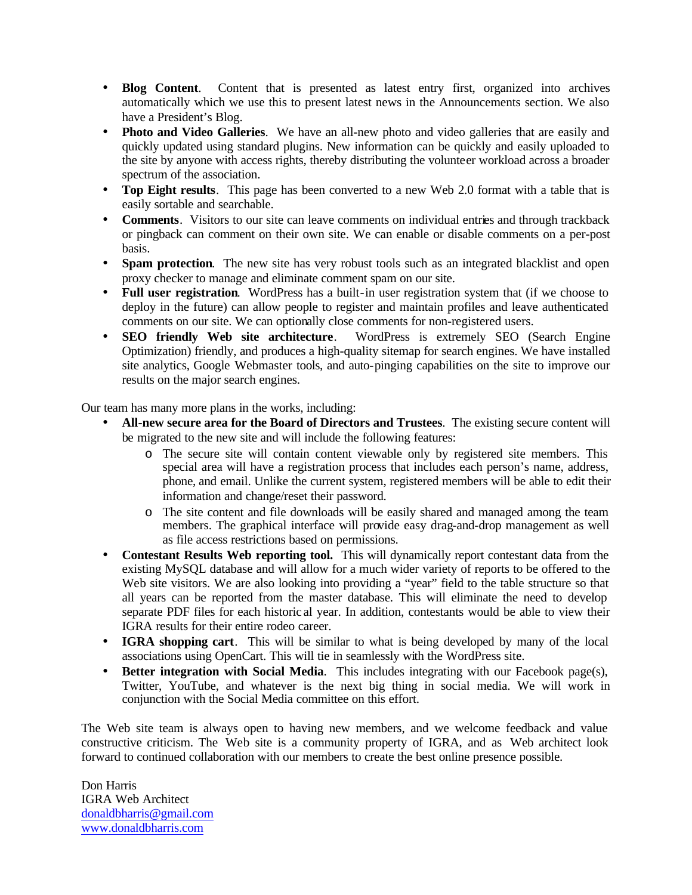- **Blog Content**. Content that is presented as latest entry first, organized into archives automatically which we use this to present latest news in the Announcements section. We also have a President's Blog.
- **Photo and Video Galleries**. We have an all-new photo and video galleries that are easily and quickly updated using standard plugins. New information can be quickly and easily uploaded to the site by anyone with access rights, thereby distributing the volunteer workload across a broader spectrum of the association.
- **Top Eight results**. This page has been converted to a new Web 2.0 format with a table that is easily sortable and searchable.
- **Comments**. Visitors to our site can leave comments on individual entries and through trackback or pingback can comment on their own site. We can enable or disable comments on a per-post basis.
- **Spam protection**. The new site has very robust tools such as an integrated blacklist and open proxy checker to manage and eliminate comment spam on our site.
- **Full user registration**. WordPress has a built-in user registration system that (if we choose to deploy in the future) can allow people to register and maintain profiles and leave authenticated comments on our site. We can optionally close comments for non-registered users.
- **SEO friendly Web site architecture**. WordPress is extremely SEO (Search Engine Optimization) friendly, and produces a high-quality sitemap for search engines. We have installed site analytics, Google Webmaster tools, and auto-pinging capabilities on the site to improve our results on the major search engines.

Our team has many more plans in the works, including:

- **All-new secure area for the Board of Directors and Trustees**. The existing secure content will be migrated to the new site and will include the following features:
  - The secure site will contain content viewable only by registered site members. This special area will have a registration process that includes each person's name, address, phone, and email. Unlike the current system, registered members will be able to edit their information and change/reset their password.
  - The site content and file downloads will be easily shared and managed among the team members. The graphical interface will provide easy drag-and-drop management as well as file access restrictions based on permissions.
- **Contestant Results Web reporting tool.** This will dynamically report contestant data from the existing MySQL database and will allow for a much wider variety of reports to be offered to the Web site visitors. We are also looking into providing a "year" field to the table structure so that all years can be reported from the master database. This will eliminate the need to develop separate PDF files for each historical year. In addition, contestants would be able to view their IGRA results for their entire rodeo career.
- **IGRA shopping cart**. This will be similar to what is being developed by many of the local associations using OpenCart. This will tie in seamlessly with the WordPress site.
- **Better integration with Social Media**. This includes integrating with our Facebook page(s), Twitter, YouTube, and whatever is the next big thing in social media. We will work in conjunction with the Social Media committee on this effort.

The Web site team is always open to having new members, and we welcome feedback and value constructive criticism. The Web site is a community property of IGRA, and as Web architect look forward to continued collaboration with our members to create the best online presence possible.

Don Harris  
IGRA Web Architect  
donaldbharris@gmail.com  
www.donaldbharris.com